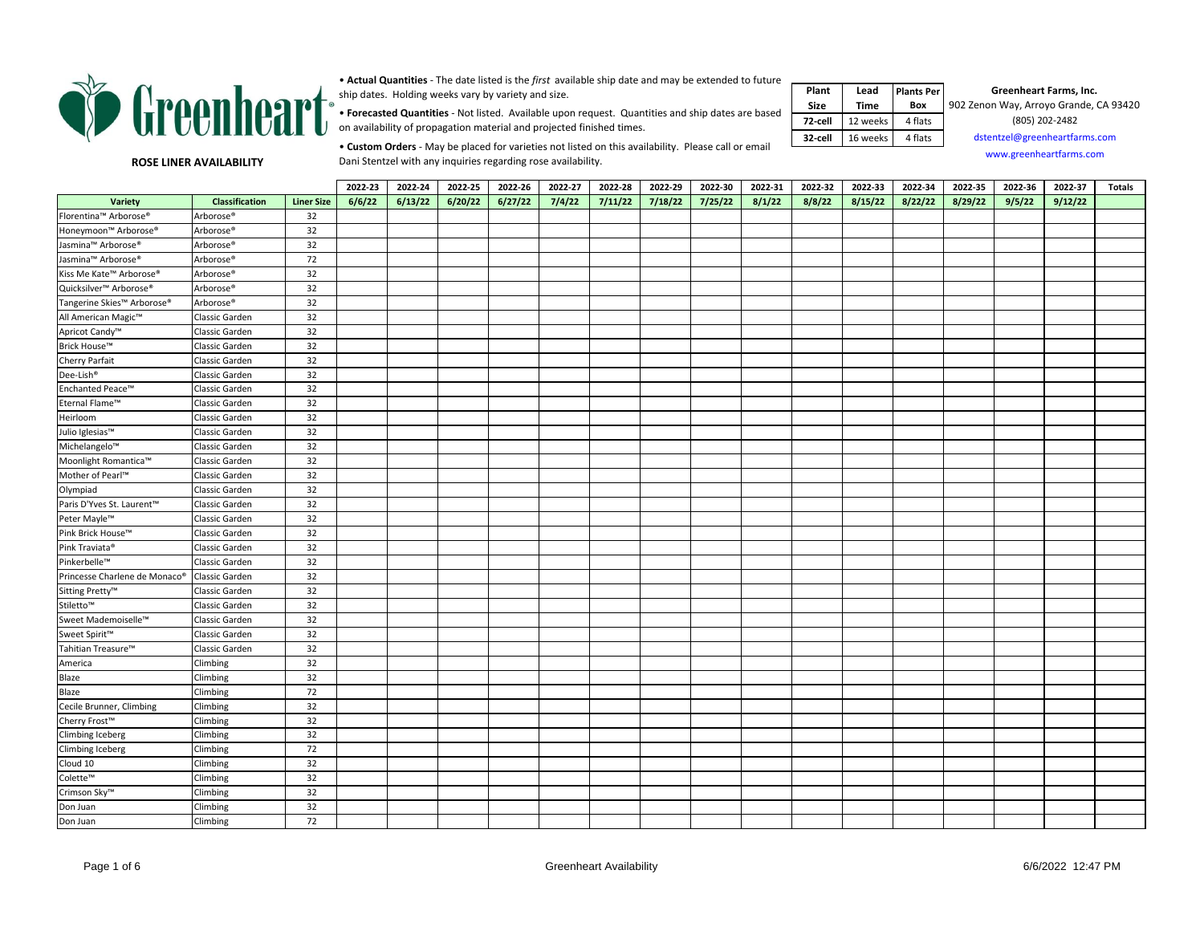# Greenheart

**ROSE LINER AVAILABILITY**

- **Actual Quantities** - The date listed is the *first* available ship date and may be extended to future ship dates. Holding weeks vary by variety and size.
- **Forecasted Quantities** - Not listed. Available upon request. Quantities and ship dates are based on availability of propagation material and projected finished times.
- **Custom Orders** - May be placed for varieties not listed on this availability. Please call or email Dani Stentzel with any inquiries regarding rose availability.

| Plant Size | Lead Time | Plants Per Box |
|---|---|---|
| 72-cell | 12 weeks | 4 flats |
| 32-cell | 16 weeks | 4 flats |

**Greenheart Farms, Inc.**
902 Zenon Way, Arroyo Grande, CA 93420
(805) 202-2482
dstentzel@greenheartfarms.com
www.greenheartfarms.com

| | | | 2022-23 | 2022-24 | 2022-25 | 2022-26 | 2022-27 | 2022-28 | 2022-29 | 2022-30 | 2022-31 | 2022-32 | 2022-33 | 2022-34 | 2022-35 | 2022-36 | 2022-37 | Totals |
|---|---|---|---|---|---|---|---|---|---|---|---|---|---|---|---|---|---|---|
| **Variety** | **Classification** | **Liner Size** | **6/6/22** | **6/13/22** | **6/20/22** | **6/27/22** | **7/4/22** | **7/11/22** | **7/18/22** | **7/25/22** | **8/1/22** | **8/8/22** | **8/15/22** | **8/22/22** | **8/29/22** | **9/5/22** | **9/12/22** | |
| Florentina™ Arborose® | Arborose® | 32 | | | | | | | | | | | | | | | | |
| Honeymoon™ Arborose® | Arborose® | 32 | | | | | | | | | | | | | | | | |
| Jasmina™ Arborose® | Arborose® | 32 | | | | | | | | | | | | | | | | |
| Jasmina™ Arborose® | Arborose® | 72 | | | | | | | | | | | | | | | | |
| Kiss Me Kate™ Arborose® | Arborose® | 32 | | | | | | | | | | | | | | | | |
| Quicksilver™ Arborose® | Arborose® | 32 | | | | | | | | | | | | | | | | |
| Tangerine Skies™ Arborose® | Arborose® | 32 | | | | | | | | | | | | | | | | |
| All American Magic™ | Classic Garden | 32 | | | | | | | | | | | | | | | | |
| Apricot Candy™ | Classic Garden | 32 | | | | | | | | | | | | | | | | |
| Brick House™ | Classic Garden | 32 | | | | | | | | | | | | | | | | |
| Cherry Parfait | Classic Garden | 32 | | | | | | | | | | | | | | | | |
| Dee-Lish® | Classic Garden | 32 | | | | | | | | | | | | | | | | |
| Enchanted Peace™ | Classic Garden | 32 | | | | | | | | | | | | | | | | |
| Eternal Flame™ | Classic Garden | 32 | | | | | | | | | | | | | | | | |
| Heirloom | Classic Garden | 32 | | | | | | | | | | | | | | | | |
| Julio Iglesias™ | Classic Garden | 32 | | | | | | | | | | | | | | | | |
| Michelangelo™ | Classic Garden | 32 | | | | | | | | | | | | | | | | |
| Moonlight Romantica™ | Classic Garden | 32 | | | | | | | | | | | | | | | | |
| Mother of Pearl™ | Classic Garden | 32 | | | | | | | | | | | | | | | | |
| Olympiad | Classic Garden | 32 | | | | | | | | | | | | | | | | |
| Paris D'Yves St. Laurent™ | Classic Garden | 32 | | | | | | | | | | | | | | | | |
| Peter Mayle™ | Classic Garden | 32 | | | | | | | | | | | | | | | | |
| Pink Brick House™ | Classic Garden | 32 | | | | | | | | | | | | | | | | |
| Pink Traviata® | Classic Garden | 32 | | | | | | | | | | | | | | | | |
| Pinkerbelle™ | Classic Garden | 32 | | | | | | | | | | | | | | | | |
| Princesse Charlene de Monaco® | Classic Garden | 32 | | | | | | | | | | | | | | | | |
| Sitting Pretty™ | Classic Garden | 32 | | | | | | | | | | | | | | | | |
| Stiletto™ | Classic Garden | 32 | | | | | | | | | | | | | | | | |
| Sweet Mademoiselle™ | Classic Garden | 32 | | | | | | | | | | | | | | | | |
| Sweet Spirit™ | Classic Garden | 32 | | | | | | | | | | | | | | | | |
| Tahitian Treasure™ | Classic Garden | 32 | | | | | | | | | | | | | | | | |
| America | Climbing | 32 | | | | | | | | | | | | | | | | |
| Blaze | Climbing | 32 | | | | | | | | | | | | | | | | |
| Blaze | Climbing | 72 | | | | | | | | | | | | | | | | |
| Cecile Brunner, Climbing | Climbing | 32 | | | | | | | | | | | | | | | | |
| Cherry Frost™ | Climbing | 32 | | | | | | | | | | | | | | | | |
| Climbing Iceberg | Climbing | 32 | | | | | | | | | | | | | | | | |
| Climbing Iceberg | Climbing | 72 | | | | | | | | | | | | | | | | |
| Cloud 10 | Climbing | 32 | | | | | | | | | | | | | | | | |
| Colette™ | Climbing | 32 | | | | | | | | | | | | | | | | |
| Crimson Sky™ | Climbing | 32 | | | | | | | | | | | | | | | | |
| Don Juan | Climbing | 32 | | | | | | | | | | | | | | | | |
| Don Juan | Climbing | 72 | | | | | | | | | | | | | | | | |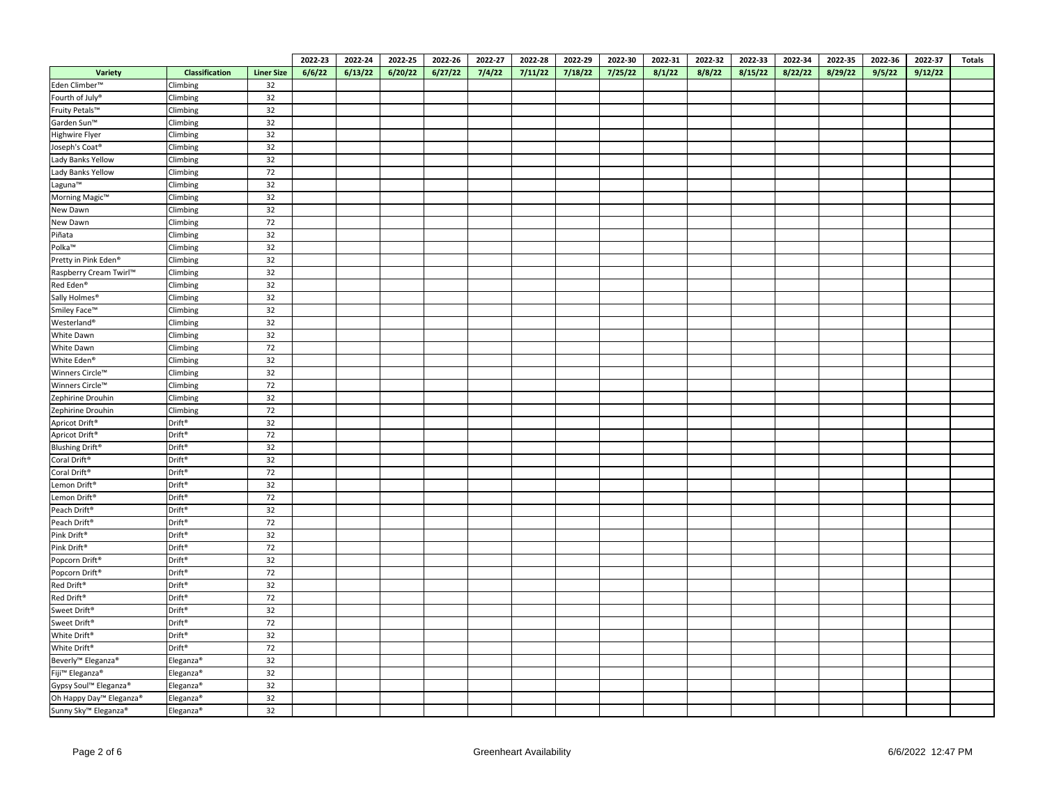| | | | 2022-23 | 2022-24 | 2022-25 | 2022-26 | 2022-27 | 2022-28 | 2022-29 | 2022-30 | 2022-31 | 2022-32 | 2022-33 | 2022-34 | 2022-35 | 2022-36 | 2022-37 | Totals |
|---|---|---|---|---|---|---|---|---|---|---|---|---|---|---|---|---|---|---|
| Variety | Classification | Liner Size | 6/6/22 | 6/13/22 | 6/20/22 | 6/27/22 | 7/4/22 | 7/11/22 | 7/18/22 | 7/25/22 | 8/1/22 | 8/8/22 | 8/15/22 | 8/22/22 | 8/29/22 | 9/5/22 | 9/12/22 | |
| Eden Climber™ | Climbing | 32 | | | | | | | | | | | | | | | | |
| Fourth of July® | Climbing | 32 | | | | | | | | | | | | | | | | |
| Fruity Petals™ | Climbing | 32 | | | | | | | | | | | | | | | | |
| Garden Sun™ | Climbing | 32 | | | | | | | | | | | | | | | | |
| Highwire Flyer | Climbing | 32 | | | | | | | | | | | | | | | | |
| Joseph's Coat® | Climbing | 32 | | | | | | | | | | | | | | | | |
| Lady Banks Yellow | Climbing | 32 | | | | | | | | | | | | | | | | |
| Lady Banks Yellow | Climbing | 72 | | | | | | | | | | | | | | | | |
| Laguna™ | Climbing | 32 | | | | | | | | | | | | | | | | |
| Morning Magic™ | Climbing | 32 | | | | | | | | | | | | | | | | |
| New Dawn | Climbing | 32 | | | | | | | | | | | | | | | | |
| New Dawn | Climbing | 72 | | | | | | | | | | | | | | | | |
| Piñata | Climbing | 32 | | | | | | | | | | | | | | | | |
| Polka™ | Climbing | 32 | | | | | | | | | | | | | | | | |
| Pretty in Pink Eden® | Climbing | 32 | | | | | | | | | | | | | | | | |
| Raspberry Cream Twirl™ | Climbing | 32 | | | | | | | | | | | | | | | | |
| Red Eden® | Climbing | 32 | | | | | | | | | | | | | | | | |
| Sally Holmes® | Climbing | 32 | | | | | | | | | | | | | | | | |
| Smiley Face™ | Climbing | 32 | | | | | | | | | | | | | | | | |
| Westerland® | Climbing | 32 | | | | | | | | | | | | | | | | |
| White Dawn | Climbing | 32 | | | | | | | | | | | | | | | | |
| White Dawn | Climbing | 72 | | | | | | | | | | | | | | | | |
| White Eden® | Climbing | 32 | | | | | | | | | | | | | | | | |
| Winners Circle™ | Climbing | 32 | | | | | | | | | | | | | | | | |
| Winners Circle™ | Climbing | 72 | | | | | | | | | | | | | | | | |
| Zephirine Drouhin | Climbing | 32 | | | | | | | | | | | | | | | | |
| Zephirine Drouhin | Climbing | 72 | | | | | | | | | | | | | | | | |
| Apricot Drift® | Drift® | 32 | | | | | | | | | | | | | | | | |
| Apricot Drift® | Drift® | 72 | | | | | | | | | | | | | | | | |
| Blushing Drift® | Drift® | 32 | | | | | | | | | | | | | | | | |
| Coral Drift® | Drift® | 32 | | | | | | | | | | | | | | | | |
| Coral Drift® | Drift® | 72 | | | | | | | | | | | | | | | | |
| Lemon Drift® | Drift® | 32 | | | | | | | | | | | | | | | | |
| Lemon Drift® | Drift® | 72 | | | | | | | | | | | | | | | | |
| Peach Drift® | Drift® | 32 | | | | | | | | | | | | | | | | |
| Peach Drift® | Drift® | 72 | | | | | | | | | | | | | | | | |
| Pink Drift® | Drift® | 32 | | | | | | | | | | | | | | | | |
| Pink Drift® | Drift® | 72 | | | | | | | | | | | | | | | | |
| Popcorn Drift® | Drift® | 32 | | | | | | | | | | | | | | | | |
| Popcorn Drift® | Drift® | 72 | | | | | | | | | | | | | | | | |
| Red Drift® | Drift® | 32 | | | | | | | | | | | | | | | | |
| Red Drift® | Drift® | 72 | | | | | | | | | | | | | | | | |
| Sweet Drift® | Drift® | 32 | | | | | | | | | | | | | | | | |
| Sweet Drift® | Drift® | 72 | | | | | | | | | | | | | | | | |
| White Drift® | Drift® | 32 | | | | | | | | | | | | | | | | |
| White Drift® | Drift® | 72 | | | | | | | | | | | | | | | | |
| Beverly™ Eleganza® | Eleganza® | 32 | | | | | | | | | | | | | | | | |
| Fiji™ Eleganza® | Eleganza® | 32 | | | | | | | | | | | | | | | | |
| Gypsy Soul™ Eleganza® | Eleganza® | 32 | | | | | | | | | | | | | | | | |
| Oh Happy Day™ Eleganza® | Eleganza® | 32 | | | | | | | | | | | | | | | | |
| Sunny Sky™ Eleganza® | Eleganza® | 32 | | | | | | | | | | | | | | | | |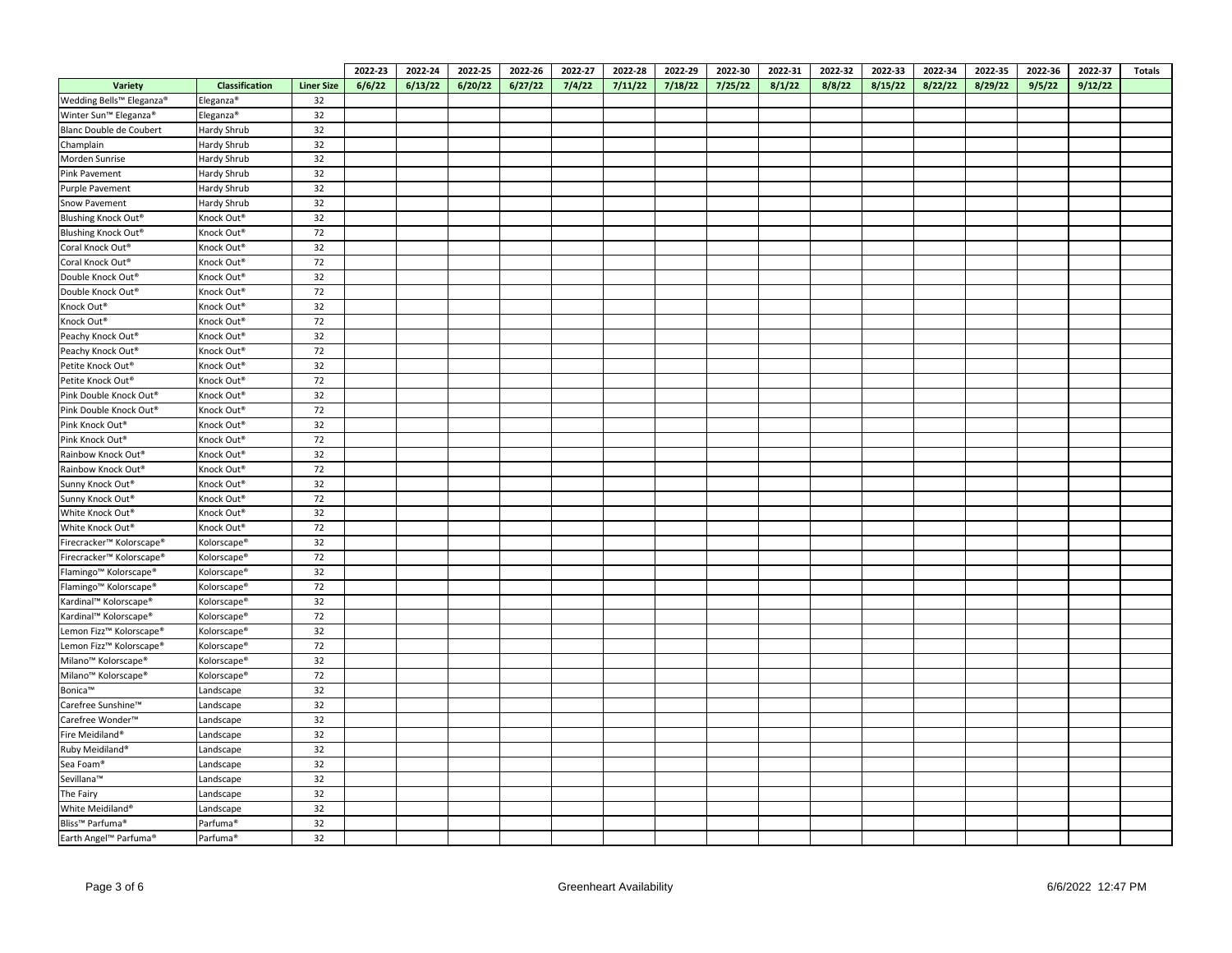| | | | 2022-23 | 2022-24 | 2022-25 | 2022-26 | 2022-27 | 2022-28 | 2022-29 | 2022-30 | 2022-31 | 2022-32 | 2022-33 | 2022-34 | 2022-35 | 2022-36 | 2022-37 | Totals |
|---|---|---|---|---|---|---|---|---|---|---|---|---|---|---|---|---|---|---|
| **Variety** | **Classification** | **Liner Size** | **6/6/22** | **6/13/22** | **6/20/22** | **6/27/22** | **7/4/22** | **7/11/22** | **7/18/22** | **7/25/22** | **8/1/22** | **8/8/22** | **8/15/22** | **8/22/22** | **8/29/22** | **9/5/22** | **9/12/22** | |
| Wedding Bells™ Eleganza® | Eleganza® | 32 | | | | | | | | | | | | | | | | |
| Winter Sun™ Eleganza® | Eleganza® | 32 | | | | | | | | | | | | | | | | |
| Blanc Double de Coubert | Hardy Shrub | 32 | | | | | | | | | | | | | | | | |
| Champlain | Hardy Shrub | 32 | | | | | | | | | | | | | | | | |
| Morden Sunrise | Hardy Shrub | 32 | | | | | | | | | | | | | | | | |
| Pink Pavement | Hardy Shrub | 32 | | | | | | | | | | | | | | | | |
| Purple Pavement | Hardy Shrub | 32 | | | | | | | | | | | | | | | | |
| Snow Pavement | Hardy Shrub | 32 | | | | | | | | | | | | | | | | |
| Blushing Knock Out® | Knock Out® | 32 | | | | | | | | | | | | | | | | |
| Blushing Knock Out® | Knock Out® | 72 | | | | | | | | | | | | | | | | |
| Coral Knock Out® | Knock Out® | 32 | | | | | | | | | | | | | | | | |
| Coral Knock Out® | Knock Out® | 72 | | | | | | | | | | | | | | | | |
| Double Knock Out® | Knock Out® | 32 | | | | | | | | | | | | | | | | |
| Double Knock Out® | Knock Out® | 72 | | | | | | | | | | | | | | | | |
| Knock Out® | Knock Out® | 32 | | | | | | | | | | | | | | | | |
| Knock Out® | Knock Out® | 72 | | | | | | | | | | | | | | | | |
| Peachy Knock Out® | Knock Out® | 32 | | | | | | | | | | | | | | | | |
| Peachy Knock Out® | Knock Out® | 72 | | | | | | | | | | | | | | | | |
| Petite Knock Out® | Knock Out® | 32 | | | | | | | | | | | | | | | | |
| Petite Knock Out® | Knock Out® | 72 | | | | | | | | | | | | | | | | |
| Pink Double Knock Out® | Knock Out® | 32 | | | | | | | | | | | | | | | | |
| Pink Double Knock Out® | Knock Out® | 72 | | | | | | | | | | | | | | | | |
| Pink Knock Out® | Knock Out® | 32 | | | | | | | | | | | | | | | | |
| Pink Knock Out® | Knock Out® | 72 | | | | | | | | | | | | | | | | |
| Rainbow Knock Out® | Knock Out® | 32 | | | | | | | | | | | | | | | | |
| Rainbow Knock Out® | Knock Out® | 72 | | | | | | | | | | | | | | | | |
| Sunny Knock Out® | Knock Out® | 32 | | | | | | | | | | | | | | | | |
| Sunny Knock Out® | Knock Out® | 72 | | | | | | | | | | | | | | | | |
| White Knock Out® | Knock Out® | 32 | | | | | | | | | | | | | | | | |
| White Knock Out® | Knock Out® | 72 | | | | | | | | | | | | | | | | |
| Firecracker™ Kolorscape® | Kolorscape® | 32 | | | | | | | | | | | | | | | | |
| Firecracker™ Kolorscape® | Kolorscape® | 72 | | | | | | | | | | | | | | | | |
| Flamingo™ Kolorscape® | Kolorscape® | 32 | | | | | | | | | | | | | | | | |
| Flamingo™ Kolorscape® | Kolorscape® | 72 | | | | | | | | | | | | | | | | |
| Kardinal™ Kolorscape® | Kolorscape® | 32 | | | | | | | | | | | | | | | | |
| Kardinal™ Kolorscape® | Kolorscape® | 72 | | | | | | | | | | | | | | | | |
| Lemon Fizz™ Kolorscape® | Kolorscape® | 32 | | | | | | | | | | | | | | | | |
| Lemon Fizz™ Kolorscape® | Kolorscape® | 72 | | | | | | | | | | | | | | | | |
| Milano™ Kolorscape® | Kolorscape® | 32 | | | | | | | | | | | | | | | | |
| Milano™ Kolorscape® | Kolorscape® | 72 | | | | | | | | | | | | | | | | |
| Bonica™ | Landscape | 32 | | | | | | | | | | | | | | | | |
| Carefree Sunshine™ | Landscape | 32 | | | | | | | | | | | | | | | | |
| Carefree Wonder™ | Landscape | 32 | | | | | | | | | | | | | | | | |
| Fire Meidiland® | Landscape | 32 | | | | | | | | | | | | | | | | |
| Ruby Meidiland® | Landscape | 32 | | | | | | | | | | | | | | | | |
| Sea Foam® | Landscape | 32 | | | | | | | | | | | | | | | | |
| Sevillana™ | Landscape | 32 | | | | | | | | | | | | | | | | |
| The Fairy | Landscape | 32 | | | | | | | | | | | | | | | | |
| White Meidiland® | Landscape | 32 | | | | | | | | | | | | | | | | |
| Bliss™ Parfuma® | Parfuma® | 32 | | | | | | | | | | | | | | | | |
| Earth Angel™ Parfuma® | Parfuma® | 32 | | | | | | | | | | | | | | | | |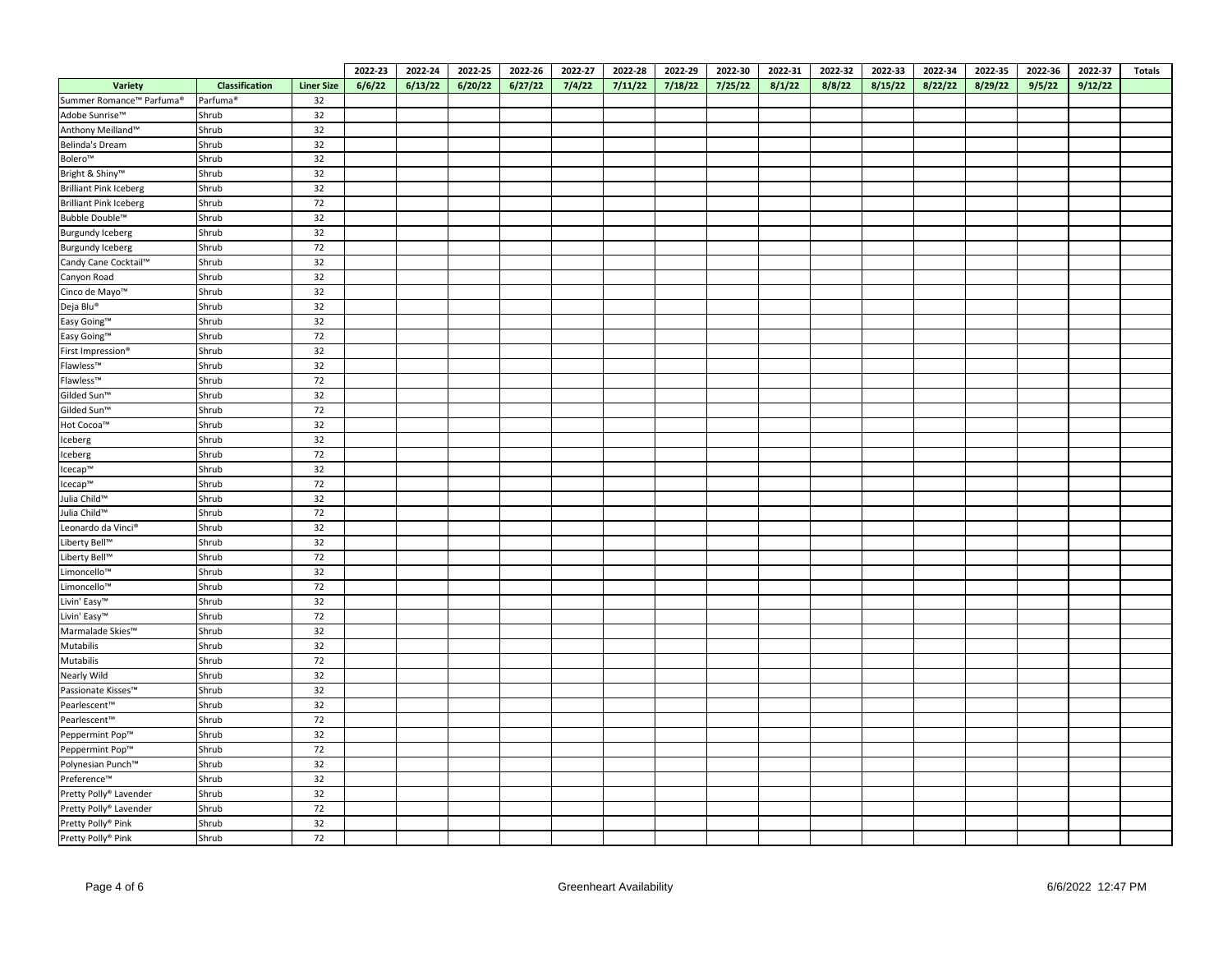| | | | 2022-23 | 2022-24 | 2022-25 | 2022-26 | 2022-27 | 2022-28 | 2022-29 | 2022-30 | 2022-31 | 2022-32 | 2022-33 | 2022-34 | 2022-35 | 2022-36 | 2022-37 | Totals |
|---|---|---|---|---|---|---|---|---|---|---|---|---|---|---|---|---|---|---|
| **Variety** | **Classification** | **Liner Size** | **6/6/22** | **6/13/22** | **6/20/22** | **6/27/22** | **7/4/22** | **7/11/22** | **7/18/22** | **7/25/22** | **8/1/22** | **8/8/22** | **8/15/22** | **8/22/22** | **8/29/22** | **9/5/22** | **9/12/22** | |
| Summer Romance™ Parfuma® | Parfuma® | 32 | | | | | | | | | | | | | | | | |
| Adobe Sunrise™ | Shrub | 32 | | | | | | | | | | | | | | | | |
| Anthony Meilland™ | Shrub | 32 | | | | | | | | | | | | | | | | |
| Belinda's Dream | Shrub | 32 | | | | | | | | | | | | | | | | |
| Bolero™ | Shrub | 32 | | | | | | | | | | | | | | | | |
| Bright & Shiny™ | Shrub | 32 | | | | | | | | | | | | | | | | |
| Brilliant Pink Iceberg | Shrub | 32 | | | | | | | | | | | | | | | | |
| Brilliant Pink Iceberg | Shrub | 72 | | | | | | | | | | | | | | | | |
| Bubble Double™ | Shrub | 32 | | | | | | | | | | | | | | | | |
| Burgundy Iceberg | Shrub | 32 | | | | | | | | | | | | | | | | |
| Burgundy Iceberg | Shrub | 72 | | | | | | | | | | | | | | | | |
| Candy Cane Cocktail™ | Shrub | 32 | | | | | | | | | | | | | | | | |
| Canyon Road | Shrub | 32 | | | | | | | | | | | | | | | | |
| Cinco de Mayo™ | Shrub | 32 | | | | | | | | | | | | | | | | |
| Deja Blu® | Shrub | 32 | | | | | | | | | | | | | | | | |
| Easy Going™ | Shrub | 32 | | | | | | | | | | | | | | | | |
| Easy Going™ | Shrub | 72 | | | | | | | | | | | | | | | | |
| First Impression® | Shrub | 32 | | | | | | | | | | | | | | | | |
| Flawless™ | Shrub | 32 | | | | | | | | | | | | | | | | |
| Flawless™ | Shrub | 72 | | | | | | | | | | | | | | | | |
| Gilded Sun™ | Shrub | 32 | | | | | | | | | | | | | | | | |
| Gilded Sun™ | Shrub | 72 | | | | | | | | | | | | | | | | |
| Hot Cocoa™ | Shrub | 32 | | | | | | | | | | | | | | | | |
| Iceberg | Shrub | 32 | | | | | | | | | | | | | | | | |
| Iceberg | Shrub | 72 | | | | | | | | | | | | | | | | |
| Icecap™ | Shrub | 32 | | | | | | | | | | | | | | | | |
| Icecap™ | Shrub | 72 | | | | | | | | | | | | | | | | |
| Julia Child™ | Shrub | 32 | | | | | | | | | | | | | | | | |
| Julia Child™ | Shrub | 72 | | | | | | | | | | | | | | | | |
| Leonardo da Vinci® | Shrub | 32 | | | | | | | | | | | | | | | | |
| Liberty Bell™ | Shrub | 32 | | | | | | | | | | | | | | | | |
| Liberty Bell™ | Shrub | 72 | | | | | | | | | | | | | | | | |
| Limoncello™ | Shrub | 32 | | | | | | | | | | | | | | | | |
| Limoncello™ | Shrub | 72 | | | | | | | | | | | | | | | | |
| Livin' Easy™ | Shrub | 32 | | | | | | | | | | | | | | | | |
| Livin' Easy™ | Shrub | 72 | | | | | | | | | | | | | | | | |
| Marmalade Skies™ | Shrub | 32 | | | | | | | | | | | | | | | | |
| Mutabilis | Shrub | 32 | | | | | | | | | | | | | | | | |
| Mutabilis | Shrub | 72 | | | | | | | | | | | | | | | | |
| Nearly Wild | Shrub | 32 | | | | | | | | | | | | | | | | |
| Passionate Kisses™ | Shrub | 32 | | | | | | | | | | | | | | | | |
| Pearlescent™ | Shrub | 32 | | | | | | | | | | | | | | | | |
| Pearlescent™ | Shrub | 72 | | | | | | | | | | | | | | | | |
| Peppermint Pop™ | Shrub | 32 | | | | | | | | | | | | | | | | |
| Peppermint Pop™ | Shrub | 72 | | | | | | | | | | | | | | | | |
| Polynesian Punch™ | Shrub | 32 | | | | | | | | | | | | | | | | |
| Preference™ | Shrub | 32 | | | | | | | | | | | | | | | | |
| Pretty Polly® Lavender | Shrub | 32 | | | | | | | | | | | | | | | | |
| Pretty Polly® Lavender | Shrub | 72 | | | | | | | | | | | | | | | | |
| Pretty Polly® Pink | Shrub | 32 | | | | | | | | | | | | | | | | |
| Pretty Polly® Pink | Shrub | 72 | | | | | | | | | | | | | | | | |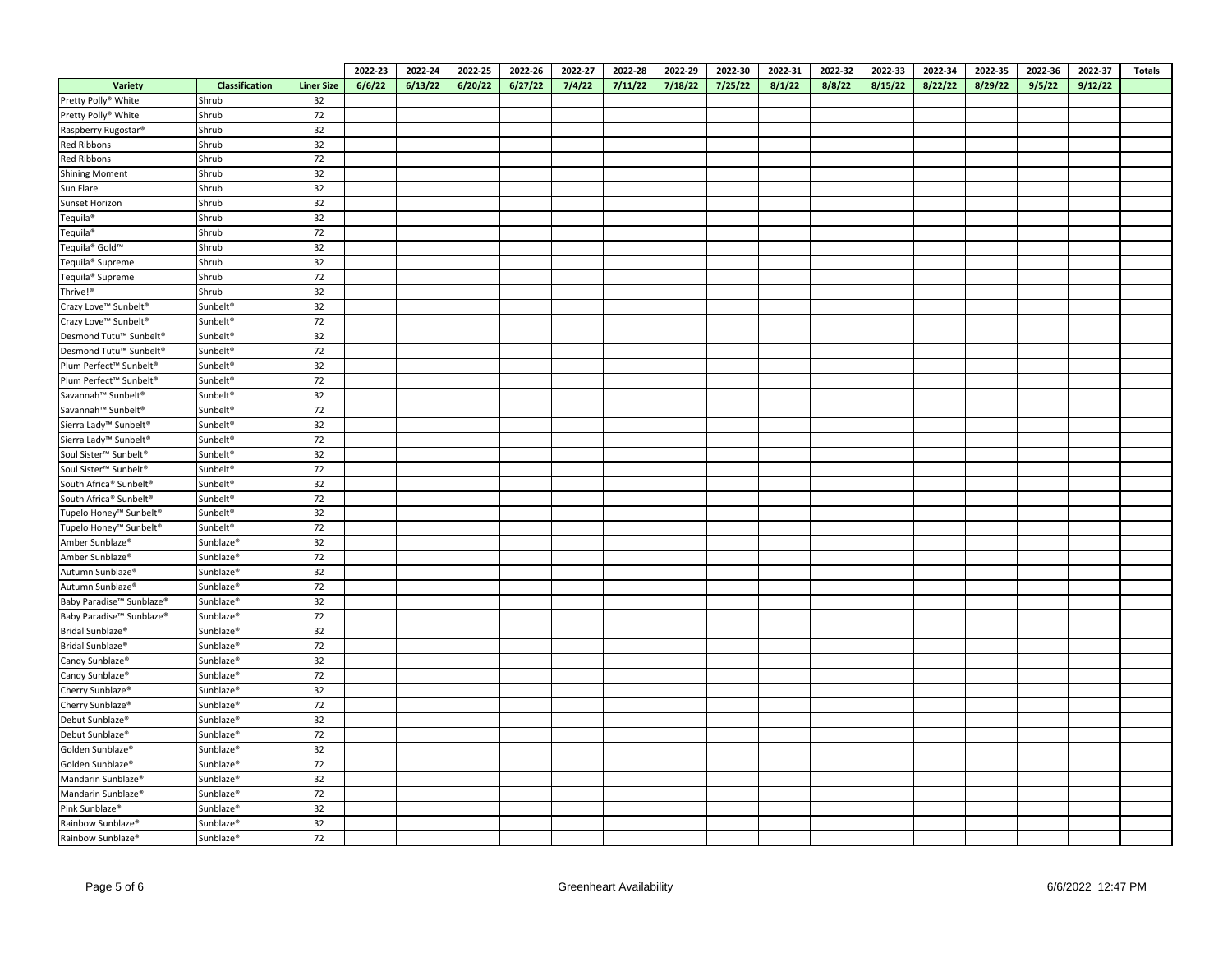| | | | 2022-23 | 2022-24 | 2022-25 | 2022-26 | 2022-27 | 2022-28 | 2022-29 | 2022-30 | 2022-31 | 2022-32 | 2022-33 | 2022-34 | 2022-35 | 2022-36 | 2022-37 | Totals |
|---|---|---|---|---|---|---|---|---|---|---|---|---|---|---|---|---|---|---|
| Variety | Classification | Liner Size | 6/6/22 | 6/13/22 | 6/20/22 | 6/27/22 | 7/4/22 | 7/11/22 | 7/18/22 | 7/25/22 | 8/1/22 | 8/8/22 | 8/15/22 | 8/22/22 | 8/29/22 | 9/5/22 | 9/12/22 | |
| Pretty Polly® White | Shrub | 32 | | | | | | | | | | | | | | | | |
| Pretty Polly® White | Shrub | 72 | | | | | | | | | | | | | | | | |
| Raspberry Rugostar® | Shrub | 32 | | | | | | | | | | | | | | | | |
| Red Ribbons | Shrub | 32 | | | | | | | | | | | | | | | | |
| Red Ribbons | Shrub | 72 | | | | | | | | | | | | | | | | |
| Shining Moment | Shrub | 32 | | | | | | | | | | | | | | | | |
| Sun Flare | Shrub | 32 | | | | | | | | | | | | | | | | |
| Sunset Horizon | Shrub | 32 | | | | | | | | | | | | | | | | |
| Tequila® | Shrub | 32 | | | | | | | | | | | | | | | | |
| Tequila® | Shrub | 72 | | | | | | | | | | | | | | | | |
| Tequila® Gold™ | Shrub | 32 | | | | | | | | | | | | | | | | |
| Tequila® Supreme | Shrub | 32 | | | | | | | | | | | | | | | | |
| Tequila® Supreme | Shrub | 72 | | | | | | | | | | | | | | | | |
| Thrive!® | Shrub | 32 | | | | | | | | | | | | | | | | |
| Crazy Love™ Sunbelt® | Sunbelt® | 32 | | | | | | | | | | | | | | | | |
| Crazy Love™ Sunbelt® | Sunbelt® | 72 | | | | | | | | | | | | | | | | |
| Desmond Tutu™ Sunbelt® | Sunbelt® | 32 | | | | | | | | | | | | | | | | |
| Desmond Tutu™ Sunbelt® | Sunbelt® | 72 | | | | | | | | | | | | | | | | |
| Plum Perfect™ Sunbelt® | Sunbelt® | 32 | | | | | | | | | | | | | | | | |
| Plum Perfect™ Sunbelt® | Sunbelt® | 72 | | | | | | | | | | | | | | | | |
| Savannah™ Sunbelt® | Sunbelt® | 32 | | | | | | | | | | | | | | | | |
| Savannah™ Sunbelt® | Sunbelt® | 72 | | | | | | | | | | | | | | | | |
| Sierra Lady™ Sunbelt® | Sunbelt® | 32 | | | | | | | | | | | | | | | | |
| Sierra Lady™ Sunbelt® | Sunbelt® | 72 | | | | | | | | | | | | | | | | |
| Soul Sister™ Sunbelt® | Sunbelt® | 32 | | | | | | | | | | | | | | | | |
| Soul Sister™ Sunbelt® | Sunbelt® | 72 | | | | | | | | | | | | | | | | |
| South Africa® Sunbelt® | Sunbelt® | 32 | | | | | | | | | | | | | | | | |
| South Africa® Sunbelt® | Sunbelt® | 72 | | | | | | | | | | | | | | | | |
| Tupelo Honey™ Sunbelt® | Sunbelt® | 32 | | | | | | | | | | | | | | | | |
| Tupelo Honey™ Sunbelt® | Sunbelt® | 72 | | | | | | | | | | | | | | | | |
| Amber Sunblaze® | Sunblaze® | 32 | | | | | | | | | | | | | | | | |
| Amber Sunblaze® | Sunblaze® | 72 | | | | | | | | | | | | | | | | |
| Autumn Sunblaze® | Sunblaze® | 32 | | | | | | | | | | | | | | | | |
| Autumn Sunblaze® | Sunblaze® | 72 | | | | | | | | | | | | | | | | |
| Baby Paradise™ Sunblaze® | Sunblaze® | 32 | | | | | | | | | | | | | | | | |
| Baby Paradise™ Sunblaze® | Sunblaze® | 72 | | | | | | | | | | | | | | | | |
| Bridal Sunblaze® | Sunblaze® | 32 | | | | | | | | | | | | | | | | |
| Bridal Sunblaze® | Sunblaze® | 72 | | | | | | | | | | | | | | | | |
| Candy Sunblaze® | Sunblaze® | 32 | | | | | | | | | | | | | | | | |
| Candy Sunblaze® | Sunblaze® | 72 | | | | | | | | | | | | | | | | |
| Cherry Sunblaze® | Sunblaze® | 32 | | | | | | | | | | | | | | | | |
| Cherry Sunblaze® | Sunblaze® | 72 | | | | | | | | | | | | | | | | |
| Debut Sunblaze® | Sunblaze® | 32 | | | | | | | | | | | | | | | | |
| Debut Sunblaze® | Sunblaze® | 72 | | | | | | | | | | | | | | | | |
| Golden Sunblaze® | Sunblaze® | 32 | | | | | | | | | | | | | | | | |
| Golden Sunblaze® | Sunblaze® | 72 | | | | | | | | | | | | | | | | |
| Mandarin Sunblaze® | Sunblaze® | 32 | | | | | | | | | | | | | | | | |
| Mandarin Sunblaze® | Sunblaze® | 72 | | | | | | | | | | | | | | | | |
| Pink Sunblaze® | Sunblaze® | 32 | | | | | | | | | | | | | | | | |
| Rainbow Sunblaze® | Sunblaze® | 32 | | | | | | | | | | | | | | | | |
| Rainbow Sunblaze® | Sunblaze® | 72 | | | | | | | | | | | | | | | | |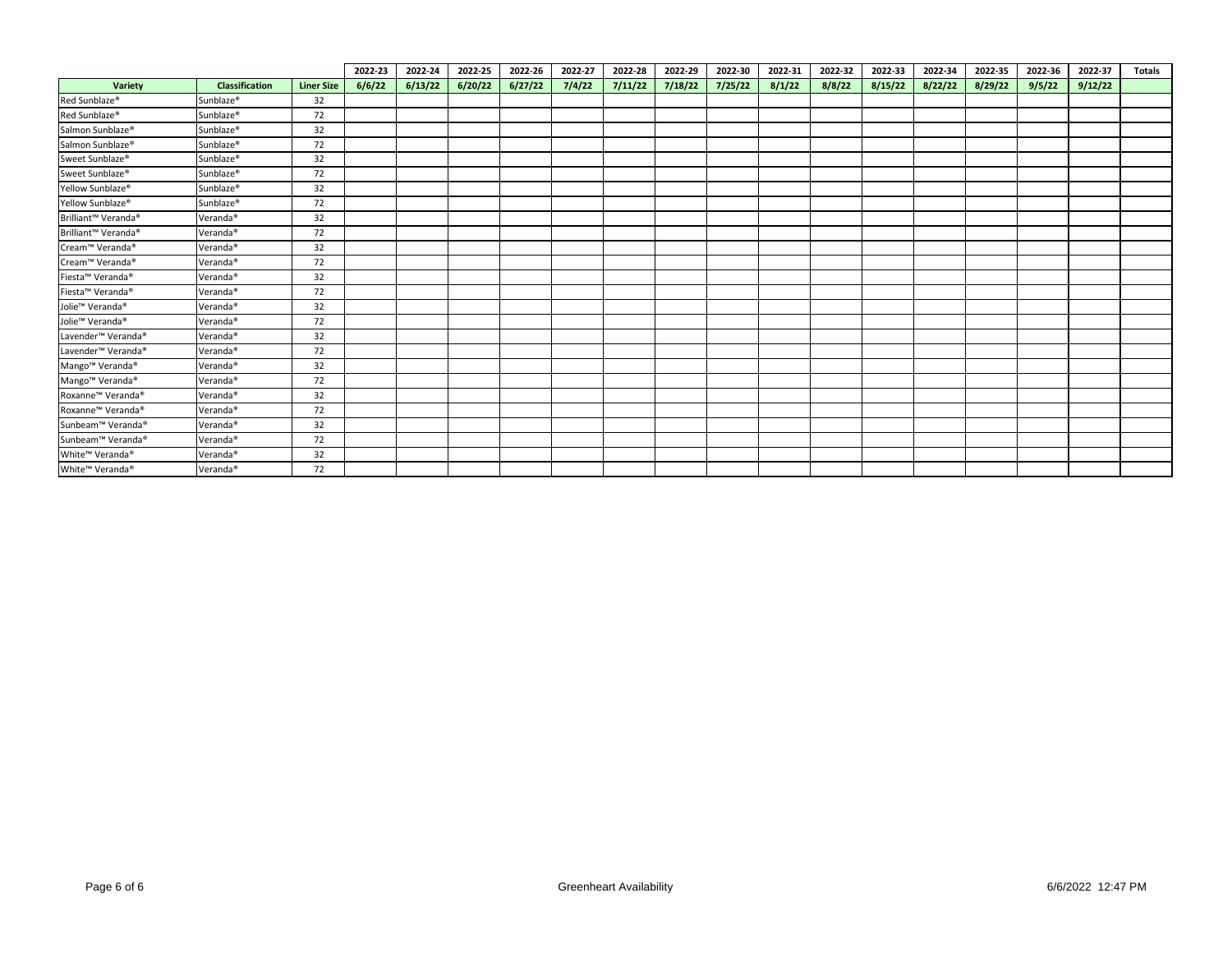| | | | 2022-23 | 2022-24 | 2022-25 | 2022-26 | 2022-27 | 2022-28 | 2022-29 | 2022-30 | 2022-31 | 2022-32 | 2022-33 | 2022-34 | 2022-35 | 2022-36 | 2022-37 | Totals |
|---|---|---|---|---|---|---|---|---|---|---|---|---|---|---|---|---|---|---|
| **Variety** | **Classification** | **Liner Size** | **6/6/22** | **6/13/22** | **6/20/22** | **6/27/22** | **7/4/22** | **7/11/22** | **7/18/22** | **7/25/22** | **8/1/22** | **8/8/22** | **8/15/22** | **8/22/22** | **8/29/22** | **9/5/22** | **9/12/22** | |
| Red Sunblaze® | Sunblaze® | 32 | | | | | | | | | | | | | | | | |
| Red Sunblaze® | Sunblaze® | 72 | | | | | | | | | | | | | | | | |
| Salmon Sunblaze® | Sunblaze® | 32 | | | | | | | | | | | | | | | | |
| Salmon Sunblaze® | Sunblaze® | 72 | | | | | | | | | | | | | | | | |
| Sweet Sunblaze® | Sunblaze® | 32 | | | | | | | | | | | | | | | | |
| Sweet Sunblaze® | Sunblaze® | 72 | | | | | | | | | | | | | | | | |
| Yellow Sunblaze® | Sunblaze® | 32 | | | | | | | | | | | | | | | | |
| Yellow Sunblaze® | Sunblaze® | 72 | | | | | | | | | | | | | | | | |
| Brilliant™ Veranda® | Veranda® | 32 | | | | | | | | | | | | | | | | |
| Brilliant™ Veranda® | Veranda® | 72 | | | | | | | | | | | | | | | | |
| Cream™ Veranda® | Veranda® | 32 | | | | | | | | | | | | | | | | |
| Cream™ Veranda® | Veranda® | 72 | | | | | | | | | | | | | | | | |
| Fiesta™ Veranda® | Veranda® | 32 | | | | | | | | | | | | | | | | |
| Fiesta™ Veranda® | Veranda® | 72 | | | | | | | | | | | | | | | | |
| Jolie™ Veranda® | Veranda® | 32 | | | | | | | | | | | | | | | | |
| Jolie™ Veranda® | Veranda® | 72 | | | | | | | | | | | | | | | | |
| Lavender™ Veranda® | Veranda® | 32 | | | | | | | | | | | | | | | | |
| Lavender™ Veranda® | Veranda® | 72 | | | | | | | | | | | | | | | | |
| Mango™ Veranda® | Veranda® | 32 | | | | | | | | | | | | | | | | |
| Mango™ Veranda® | Veranda® | 72 | | | | | | | | | | | | | | | | |
| Roxanne™ Veranda® | Veranda® | 32 | | | | | | | | | | | | | | | | |
| Roxanne™ Veranda® | Veranda® | 72 | | | | | | | | | | | | | | | | |
| Sunbeam™ Veranda® | Veranda® | 32 | | | | | | | | | | | | | | | | |
| Sunbeam™ Veranda® | Veranda® | 72 | | | | | | | | | | | | | | | | |
| White™ Veranda® | Veranda® | 32 | | | | | | | | | | | | | | | | |
| White™ Veranda® | Veranda® | 72 | | | | | | | | | | | | | | | | |